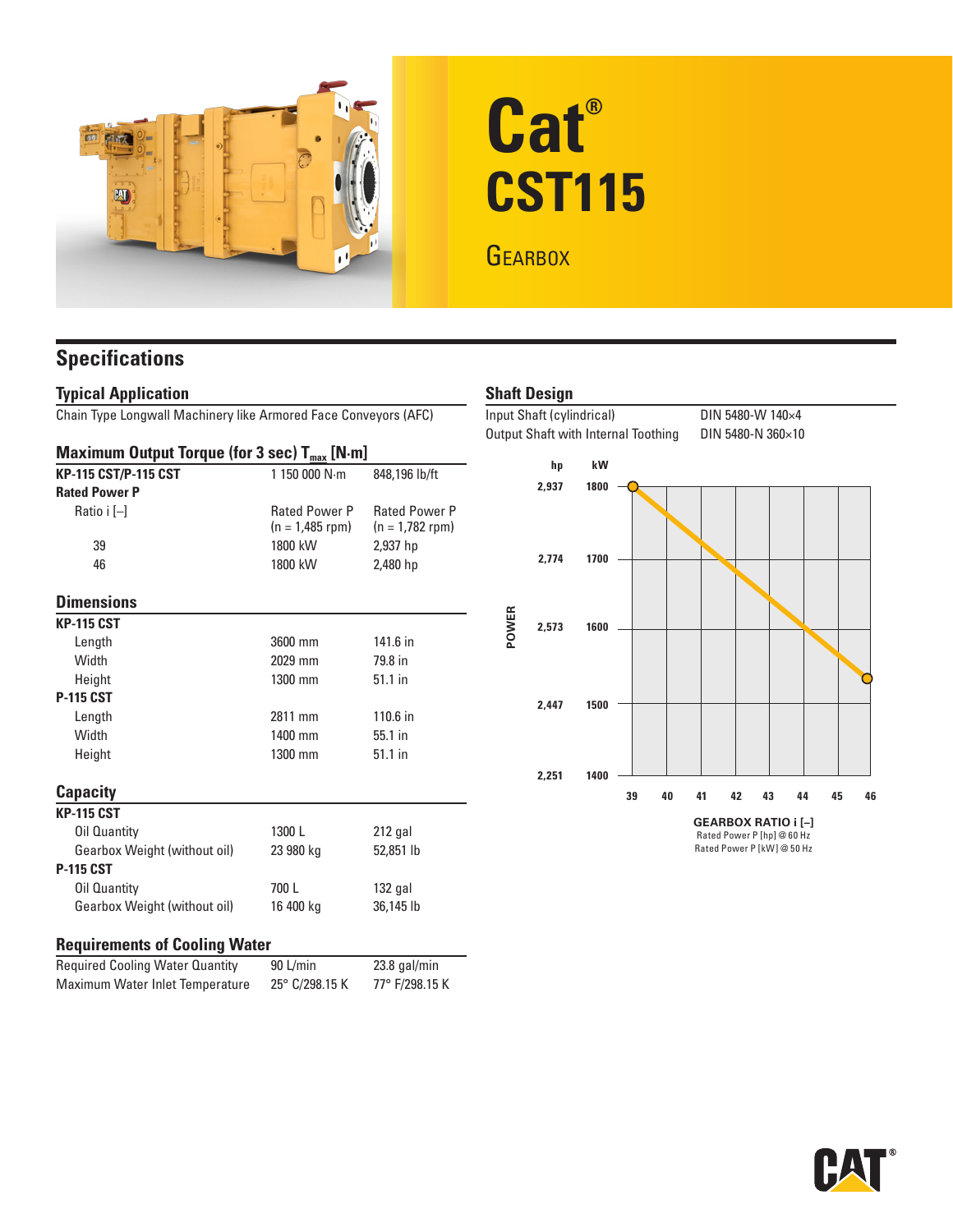# Cat® CST115

## Gearbox

## Specifications

### Typical Application

Chain Type Longwall Machinery like Armored Face Conveyors (AFC)

### Maximum Output Torque (for 3 sec) $T_{max}$ [N·m]

| | | |
|---|---|---|
| **KP-115 CST/P-115 CST** | 1 150 000 N·m | 848,196 lb/ft |
| **Rated Power P** | | |
| Ratio i [–] | Rated Power P (n = 1,485 rpm) | Rated Power P (n = 1,782 rpm) |
| 39 | 1800 kW | 2,937 hp |
| 46 | 1800 kW | 2,480 hp |

### Dimensions

| | | |
|---|---|---|
| **KP-115 CST** | | |
| Length | 3600 mm | 141.6 in |
| Width | 2029 mm | 79.8 in |
| Height | 1300 mm | 51.1 in |
| **P-115 CST** | | |
| Length | 2811 mm | 110.6 in |
| Width | 1400 mm | 55.1 in |
| Height | 1300 mm | 51.1 in |

### Capacity

| | | |
|---|---|---|
| **KP-115 CST** | | |
| Oil Quantity | 1300 L | 212 gal |
| Gearbox Weight (without oil) | 23 980 kg | 52,851 lb |
| **P-115 CST** | | |
| Oil Quantity | 700 L | 132 gal |
| Gearbox Weight (without oil) | 16 400 kg | 36,145 lb |

### Requirements of Cooling Water

| | | |
|---|---|---|
| Required Cooling Water Quantity | 90 L/min | 23.8 gal/min |
| Maximum Water Inlet Temperature | 25° C/298.15 K | 77° F/298.15 K |

### Shaft Design

| | |
|---|---|
| Input Shaft (cylindrical) | DIN 5480-W 140×4 |
| Output Shaft with Internal Toothing | DIN 5480-N 360×10 |

POWER

hp | kW

2,937 | 1800

2,774 | 1700

2,573 | 1600

2,447 | 1500

2,251 | 1400

39 40 41 42 43 44 45 46

**GEARBOX RATIO i [–]**

Rated Power P [hp] @ 60 Hz

Rated Power P [kW] @ 50 Hz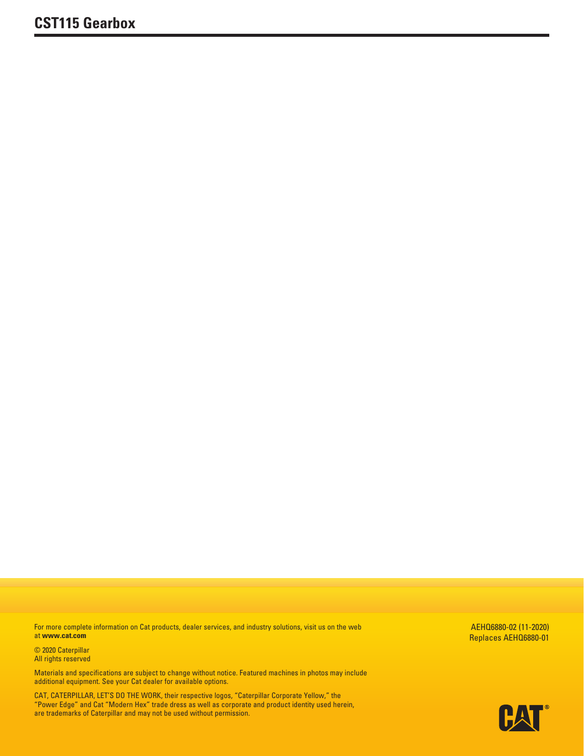# CST115 Gearbox

For more complete information on Cat products, dealer services, and industry solutions, visit us on the web at **www.cat.com**

© 2020 Caterpillar
All rights reserved

Materials and specifications are subject to change without notice. Featured machines in photos may include additional equipment. See your Cat dealer for available options.

CAT, CATERPILLAR, LET'S DO THE WORK, their respective logos, "Caterpillar Corporate Yellow," the "Power Edge" and Cat "Modern Hex" trade dress as well as corporate and product identity used herein, are trademarks of Caterpillar and may not be used without permission.

AEHQ6880-02 (11-2020)
Replaces AEHQ6880-01